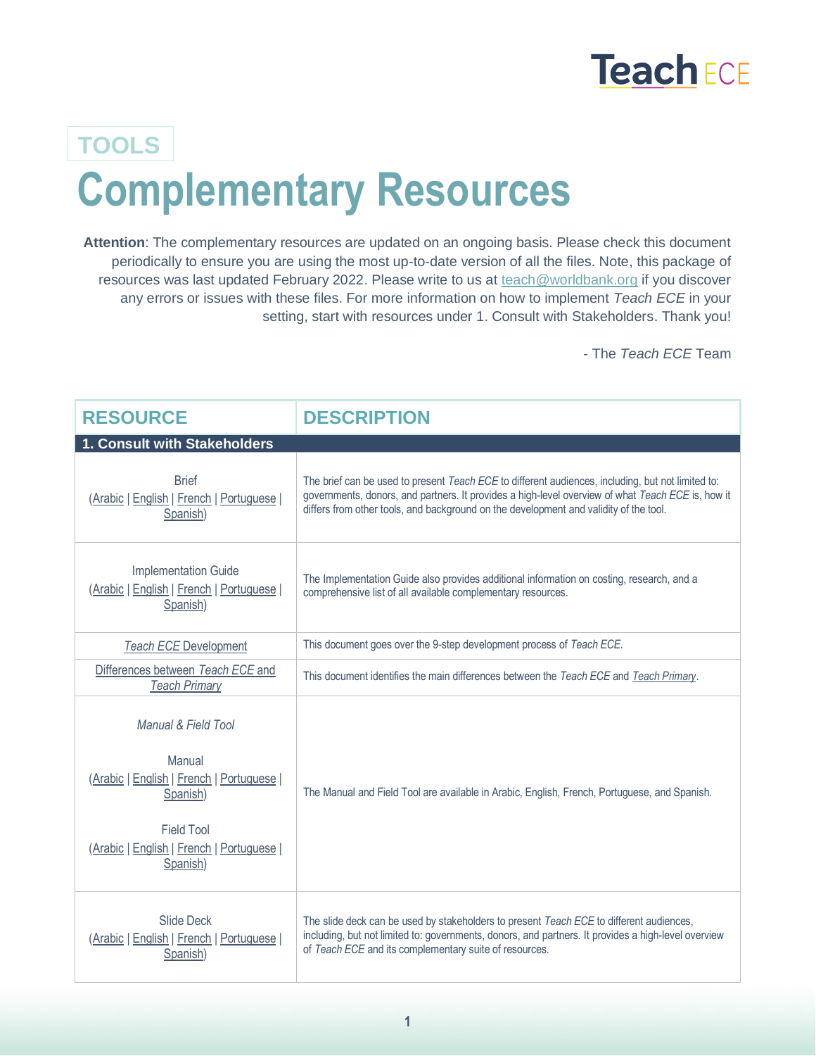TOOLS

# Complementary Resources

**Attention**: The complementary resources are updated on an ongoing basis. Please check this document periodically to ensure you are using the most up-to-date version of all the files. Note, this package of resources was last updated February 2022. Please write to us at teach@worldbank.org if you discover any errors or issues with these files. For more information on how to implement *Teach ECE* in your setting, start with resources under 1. Consult with Stakeholders. Thank you!

\- The *Teach ECE* Team

| RESOURCE | DESCRIPTION |
|---|---|
| **1. Consult with Stakeholders** | |
| Brief (Arabic \| English \| French \| Portuguese \| Spanish) | The brief can be used to present *Teach ECE* to different audiences, including, but not limited to: governments, donors, and partners. It provides a high-level overview of what *Teach ECE* is, how it differs from other tools, and background on the development and validity of the tool. |
| Implementation Guide (Arabic \| English \| French \| Portuguese \| Spanish) | The Implementation Guide also provides additional information on costing, research, and a comprehensive list of all available complementary resources. |
| *Teach ECE* Development | This document goes over the 9-step development process of *Teach ECE.* |
| Differences between *Teach ECE* and *Teach Primary* | This document identifies the main differences between the *Teach ECE* and *Teach Primary*. |
| *Manual & Field Tool*<br><br>Manual (Arabic \| English \| French \| Portuguese \| Spanish)<br><br>Field Tool (Arabic \| English \| French \| Portuguese \| Spanish) | The Manual and Field Tool are available in Arabic, English, French, Portuguese, and Spanish. |
| Slide Deck (Arabic \| English \| French \| Portuguese \| Spanish) | The slide deck can be used by stakeholders to present *Teach ECE* to different audiences, including, but not limited to: governments, donors, and partners. It provides a high-level overview of *Teach ECE* and its complementary suite of resources. |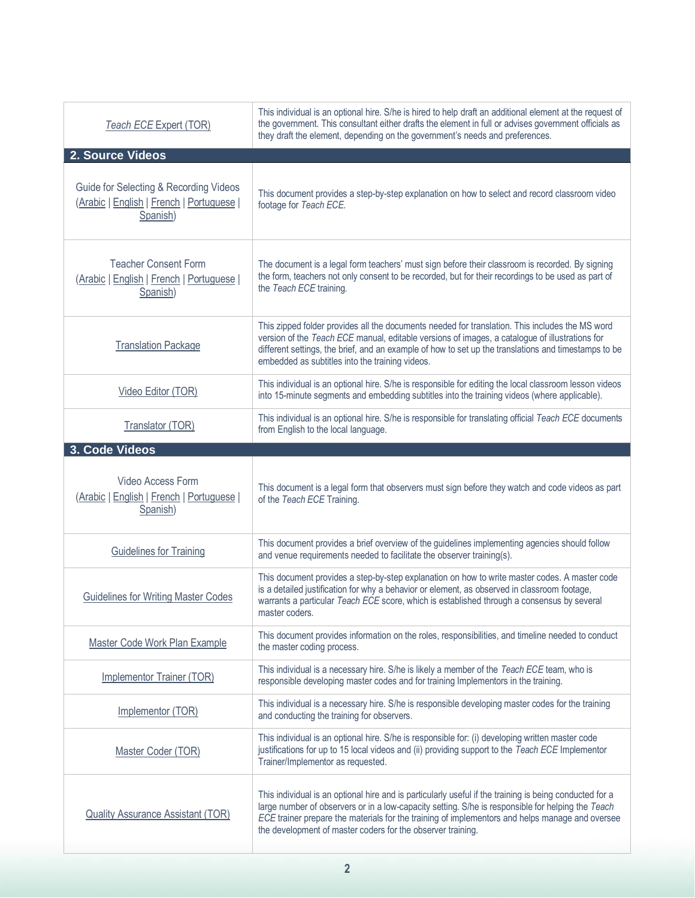| | |
|---|---|
| *Teach ECE* Expert (TOR) | This individual is an optional hire. S/he is hired to help draft an additional element at the request of the government. This consultant either drafts the element in full or advises government officials as they draft the element, depending on the government's needs and preferences. |
| **2. Source Videos** | |
| Guide for Selecting & Recording Videos (Arabic \| English \| French \| Portuguese \| Spanish) | This document provides a step-by-step explanation on how to select and record classroom video footage for *Teach ECE*. |
| Teacher Consent Form (Arabic \| English \| French \| Portuguese \| Spanish) | The document is a legal form teachers' must sign before their classroom is recorded. By signing the form, teachers not only consent to be recorded, but for their recordings to be used as part of the *Teach ECE* training. |
| Translation Package | This zipped folder provides all the documents needed for translation. This includes the MS word version of the *Teach ECE* manual, editable versions of images, a catalogue of illustrations for different settings, the brief, and an example of how to set up the translations and timestamps to be embedded as subtitles into the training videos. |
| Video Editor (TOR) | This individual is an optional hire. S/he is responsible for editing the local classroom lesson videos into 15-minute segments and embedding subtitles into the training videos (where applicable). |
| Translator (TOR) | This individual is an optional hire. S/he is responsible for translating official *Teach ECE* documents from English to the local language. |
| **3. Code Videos** | |
| Video Access Form (Arabic \| English \| French \| Portuguese \| Spanish) | This document is a legal form that observers must sign before they watch and code videos as part of the *Teach ECE* Training. |
| Guidelines for Training | This document provides a brief overview of the guidelines implementing agencies should follow and venue requirements needed to facilitate the observer training(s). |
| Guidelines for Writing Master Codes | This document provides a step-by-step explanation on how to write master codes. A master code is a detailed justification for why a behavior or element, as observed in classroom footage, warrants a particular *Teach ECE* score, which is established through a consensus by several master coders. |
| Master Code Work Plan Example | This document provides information on the roles, responsibilities, and timeline needed to conduct the master coding process. |
| Implementor Trainer (TOR) | This individual is a necessary hire. S/he is likely a member of the *Teach ECE* team, who is responsible developing master codes and for training Implementors in the training. |
| Implementor (TOR) | This individual is a necessary hire. S/he is responsible developing master codes for the training and conducting the training for observers. |
| Master Coder (TOR) | This individual is an optional hire. S/he is responsible for: (i) developing written master code justifications for up to 15 local videos and (ii) providing support to the *Teach ECE* Implementor Trainer/Implementor as requested. |
| Quality Assurance Assistant (TOR) | This individual is an optional hire and is particularly useful if the training is being conducted for a large number of observers or in a low-capacity setting. S/he is responsible for helping the *Teach ECE* trainer prepare the materials for the training of implementors and helps manage and oversee the development of master coders for the observer training. |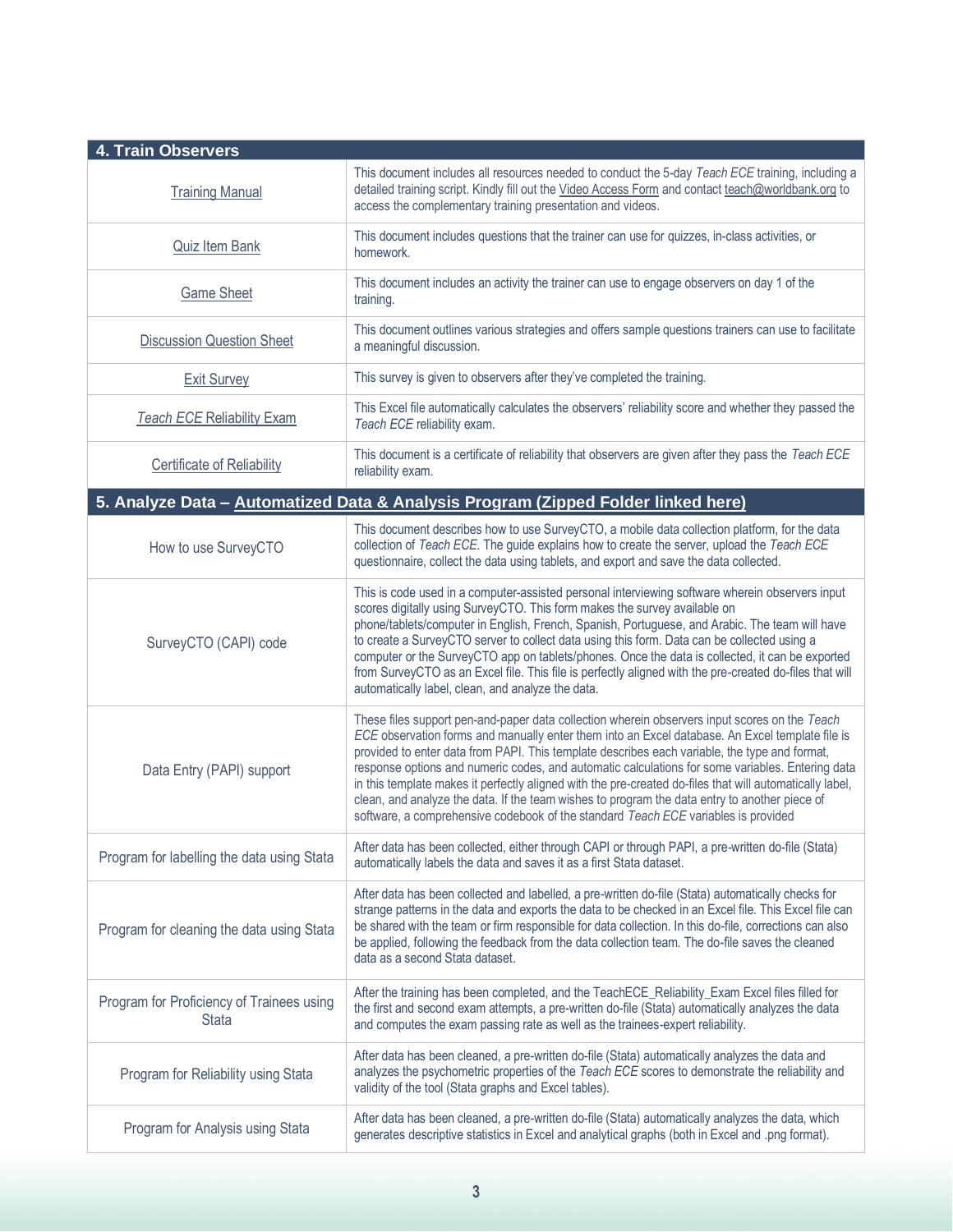| 4. Train Observers | |
|---|---|
| Training Manual | This document includes all resources needed to conduct the 5-day *Teach ECE* training, including a detailed training script. Kindly fill out the Video Access Form and contact teach@worldbank.org to access the complementary training presentation and videos. |
| Quiz Item Bank | This document includes questions that the trainer can use for quizzes, in-class activities, or homework. |
| Game Sheet | This document includes an activity the trainer can use to engage observers on day 1 of the training. |
| Discussion Question Sheet | This document outlines various strategies and offers sample questions trainers can use to facilitate a meaningful discussion. |
| Exit Survey | This survey is given to observers after they've completed the training. |
| *Teach ECE* Reliability Exam | This Excel file automatically calculates the observers' reliability score and whether they passed the *Teach ECE* reliability exam. |
| Certificate of Reliability | This document is a certificate of reliability that observers are given after they pass the *Teach ECE* reliability exam. |
| **5. Analyze Data – Automatized Data & Analysis Program (Zipped Folder linked here)** | |
| How to use SurveyCTO | This document describes how to use SurveyCTO, a mobile data collection platform, for the data collection of *Teach ECE*. The guide explains how to create the server, upload the *Teach ECE* questionnaire, collect the data using tablets, and export and save the data collected. |
| SurveyCTO (CAPI) code | This is code used in a computer-assisted personal interviewing software wherein observers input scores digitally using SurveyCTO. This form makes the survey available on phone/tablets/computer in English, French, Spanish, Portuguese, and Arabic. The team will have to create a SurveyCTO server to collect data using this form. Data can be collected using a computer or the SurveyCTO app on tablets/phones. Once the data is collected, it can be exported from SurveyCTO as an Excel file. This file is perfectly aligned with the pre-created do-files that will automatically label, clean, and analyze the data. |
| Data Entry (PAPI) support | These files support pen-and-paper data collection wherein observers input scores on the *Teach ECE* observation forms and manually enter them into an Excel database. An Excel template file is provided to enter data from PAPI. This template describes each variable, the type and format, response options and numeric codes, and automatic calculations for some variables. Entering data in this template makes it perfectly aligned with the pre-created do-files that will automatically label, clean, and analyze the data. If the team wishes to program the data entry to another piece of software, a comprehensive codebook of the standard *Teach ECE* variables is provided |
| Program for labelling the data using Stata | After data has been collected, either through CAPI or through PAPI, a pre-written do-file (Stata) automatically labels the data and saves it as a first Stata dataset. |
| Program for cleaning the data using Stata | After data has been collected and labelled, a pre-written do-file (Stata) automatically checks for strange patterns in the data and exports the data to be checked in an Excel file. This Excel file can be shared with the team or firm responsible for data collection. In this do-file, corrections can also be applied, following the feedback from the data collection team. The do-file saves the cleaned data as a second Stata dataset. |
| Program for Proficiency of Trainees using Stata | After the training has been completed, and the TeachECE_Reliability_Exam Excel files filled for the first and second exam attempts, a pre-written do-file (Stata) automatically analyzes the data and computes the exam passing rate as well as the trainees-expert reliability. |
| Program for Reliability using Stata | After data has been cleaned, a pre-written do-file (Stata) automatically analyzes the data and analyzes the psychometric properties of the *Teach ECE* scores to demonstrate the reliability and validity of the tool (Stata graphs and Excel tables). |
| Program for Analysis using Stata | After data has been cleaned, a pre-written do-file (Stata) automatically analyzes the data, which generates descriptive statistics in Excel and analytical graphs (both in Excel and .png format). |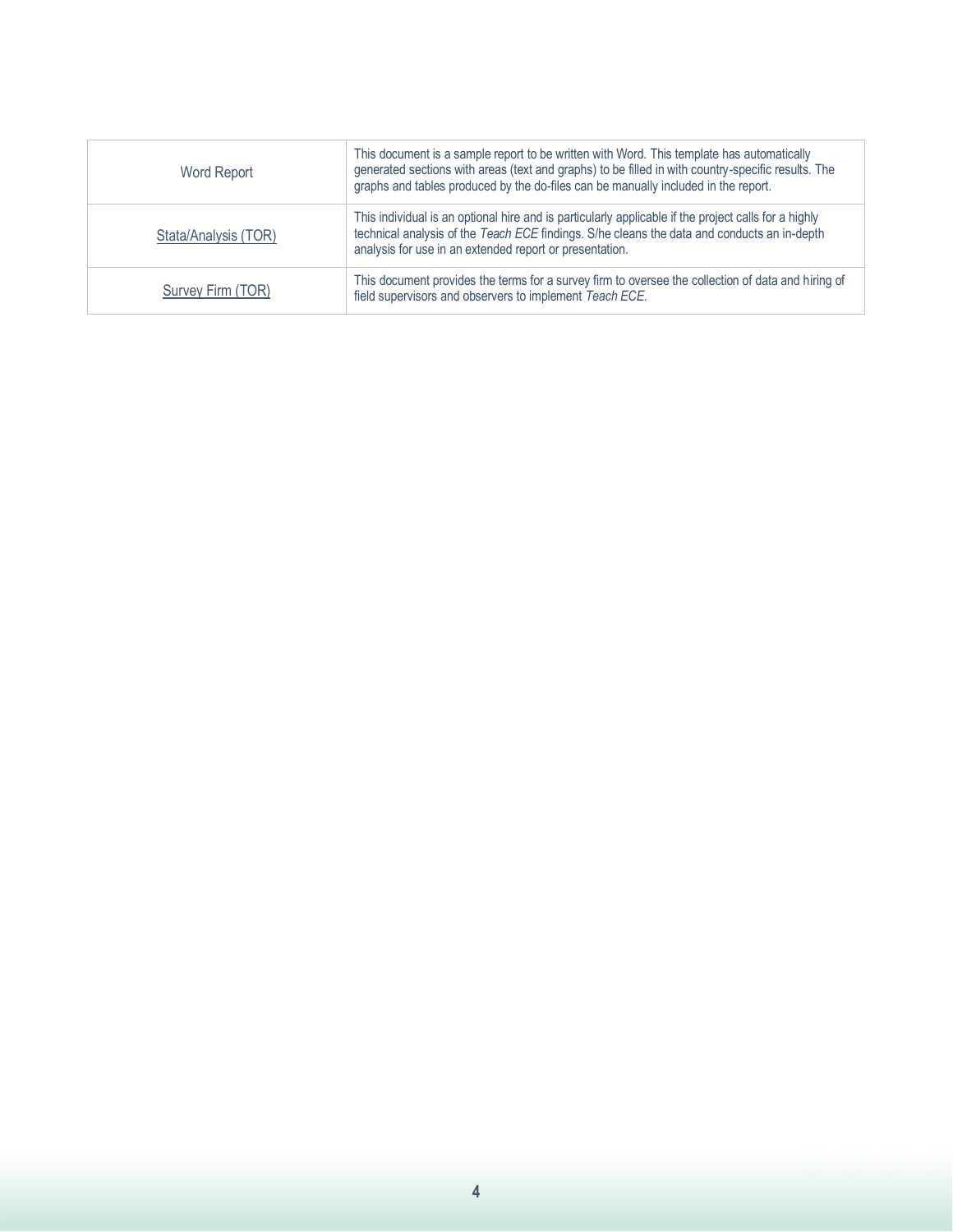| | |
|---|---|
| Word Report | This document is a sample report to be written with Word. This template has automatically generated sections with areas (text and graphs) to be filled in with country-specific results. The graphs and tables produced by the do-files can be manually included in the report. |
| Stata/Analysis (TOR) | This individual is an optional hire and is particularly applicable if the project calls for a highly technical analysis of the *Teach ECE* findings. S/he cleans the data and conducts an in-depth analysis for use in an extended report or presentation. |
| Survey Firm (TOR) | This document provides the terms for a survey firm to oversee the collection of data and hiring of field supervisors and observers to implement *Teach ECE*. |